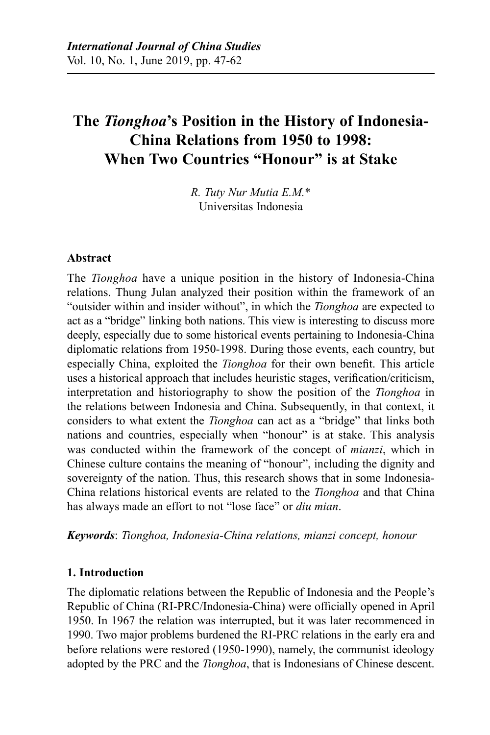# The *Tionghoa*'s Position in the History of Indonesia-China Relations from 1950 to 1998: When Two Countries "Honour" is at Stake

*R. Tuty Nur Mutia E.M.**
Universitas Indonesia

### Abstract

The *Tionghoa* have a unique position in the history of Indonesia-China relations. Thung Julan analyzed their position within the framework of an "outsider within and insider without", in which the *Tionghoa* are expected to act as a "bridge" linking both nations. This view is interesting to discuss more deeply, especially due to some historical events pertaining to Indonesia-China diplomatic relations from 1950-1998. During those events, each country, but especially China, exploited the *Tionghoa* for their own benefit. This article uses a historical approach that includes heuristic stages, verification/criticism, interpretation and historiography to show the position of the *Tionghoa* in the relations between Indonesia and China. Subsequently, in that context, it considers to what extent the *Tionghoa* can act as a "bridge" that links both nations and countries, especially when "honour" is at stake. This analysis was conducted within the framework of the concept of *mianzi*, which in Chinese culture contains the meaning of "honour", including the dignity and sovereignty of the nation. Thus, this research shows that in some Indonesia-China relations historical events are related to the *Tionghoa* and that China has always made an effort to not "lose face" or *diu mian*.

***Keywords***: *Tionghoa, Indonesia-China relations, mianzi concept, honour*

### 1. Introduction

The diplomatic relations between the Republic of Indonesia and the People's Republic of China (RI-PRC/Indonesia-China) were officially opened in April 1950. In 1967 the relation was interrupted, but it was later recommenced in 1990. Two major problems burdened the RI-PRC relations in the early era and before relations were restored (1950-1990), namely, the communist ideology adopted by the PRC and the *Tionghoa*, that is Indonesians of Chinese descent.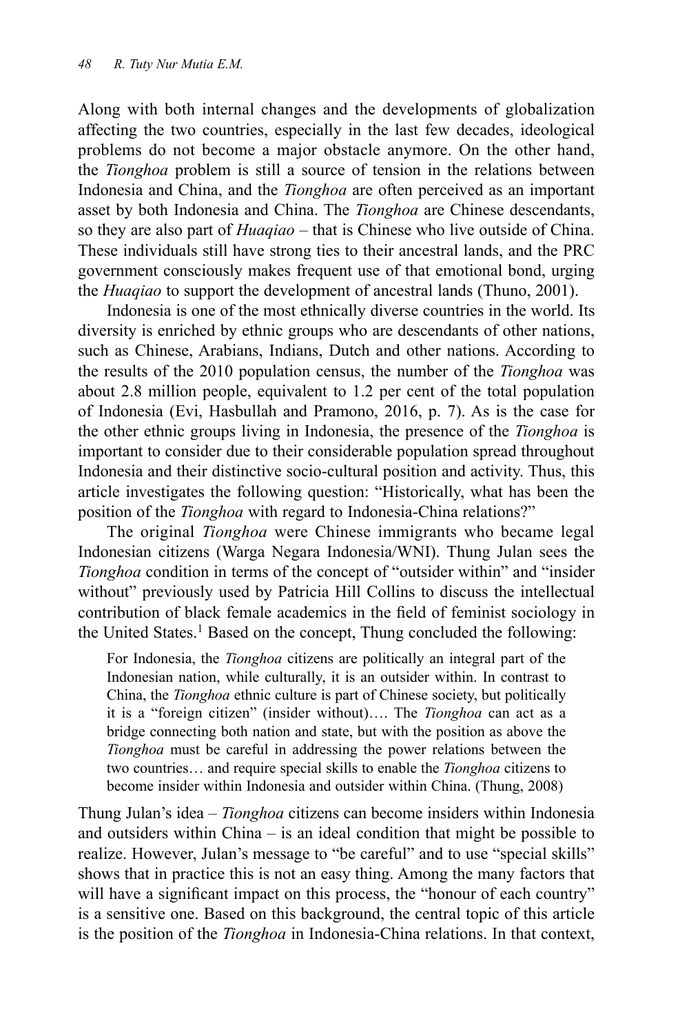Along with both internal changes and the developments of globalization affecting the two countries, especially in the last few decades, ideological problems do not become a major obstacle anymore. On the other hand, the *Tionghoa* problem is still a source of tension in the relations between Indonesia and China, and the *Tionghoa* are often perceived as an important asset by both Indonesia and China. The *Tionghoa* are Chinese descendants, so they are also part of *Huaqiao* – that is Chinese who live outside of China. These individuals still have strong ties to their ancestral lands, and the PRC government consciously makes frequent use of that emotional bond, urging the *Huaqiao* to support the development of ancestral lands (Thuno, 2001).

Indonesia is one of the most ethnically diverse countries in the world. Its diversity is enriched by ethnic groups who are descendants of other nations, such as Chinese, Arabians, Indians, Dutch and other nations. According to the results of the 2010 population census, the number of the *Tionghoa* was about 2.8 million people, equivalent to 1.2 per cent of the total population of Indonesia (Evi, Hasbullah and Pramono, 2016, p. 7). As is the case for the other ethnic groups living in Indonesia, the presence of the *Tionghoa* is important to consider due to their considerable population spread throughout Indonesia and their distinctive socio-cultural position and activity. Thus, this article investigates the following question: "Historically, what has been the position of the *Tionghoa* with regard to Indonesia-China relations?"

The original *Tionghoa* were Chinese immigrants who became legal Indonesian citizens (Warga Negara Indonesia/WNI). Thung Julan sees the *Tionghoa* condition in terms of the concept of "outsider within" and "insider without" previously used by Patricia Hill Collins to discuss the intellectual contribution of black female academics in the field of feminist sociology in the United States.[1] Based on the concept, Thung concluded the following:

> For Indonesia, the *Tionghoa* citizens are politically an integral part of the Indonesian nation, while culturally, it is an outsider within. In contrast to China, the *Tionghoa* ethnic culture is part of Chinese society, but politically it is a "foreign citizen" (insider without)…. The *Tionghoa* can act as a bridge connecting both nation and state, but with the position as above the *Tionghoa* must be careful in addressing the power relations between the two countries… and require special skills to enable the *Tionghoa* citizens to become insider within Indonesia and outsider within China. (Thung, 2008)

Thung Julan's idea – *Tionghoa* citizens can become insiders within Indonesia and outsiders within China – is an ideal condition that might be possible to realize. However, Julan's message to "be careful" and to use "special skills" shows that in practice this is not an easy thing. Among the many factors that will have a significant impact on this process, the "honour of each country" is a sensitive one. Based on this background, the central topic of this article is the position of the *Tionghoa* in Indonesia-China relations. In that context,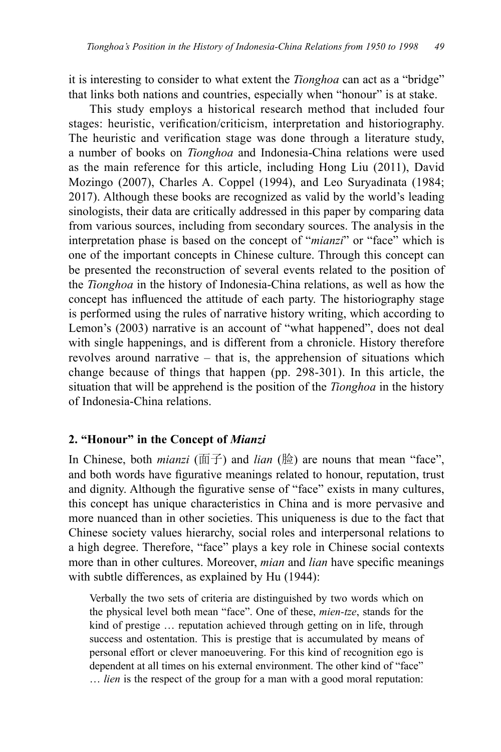it is interesting to consider to what extent the *Tionghoa* can act as a "bridge" that links both nations and countries, especially when "honour" is at stake.

This study employs a historical research method that included four stages: heuristic, verification/criticism, interpretation and historiography. The heuristic and verification stage was done through a literature study, a number of books on *Tionghoa* and Indonesia-China relations were used as the main reference for this article, including Hong Liu (2011), David Mozingo (2007), Charles A. Coppel (1994), and Leo Suryadinata (1984; 2017). Although these books are recognized as valid by the world's leading sinologists, their data are critically addressed in this paper by comparing data from various sources, including from secondary sources. The analysis in the interpretation phase is based on the concept of "*mianzi*" or "face" which is one of the important concepts in Chinese culture. Through this concept can be presented the reconstruction of several events related to the position of the *Tionghoa* in the history of Indonesia-China relations, as well as how the concept has influenced the attitude of each party. The historiography stage is performed using the rules of narrative history writing, which according to Lemon's (2003) narrative is an account of "what happened", does not deal with single happenings, and is different from a chronicle. History therefore revolves around narrative – that is, the apprehension of situations which change because of things that happen (pp. 298-301). In this article, the situation that will be apprehend is the position of the *Tionghoa* in the history of Indonesia-China relations.

## 2. "Honour" in the Concept of *Mianzi*

In Chinese, both *mianzi* (面子) and *lian* (脸) are nouns that mean "face", and both words have figurative meanings related to honour, reputation, trust and dignity. Although the figurative sense of "face" exists in many cultures, this concept has unique characteristics in China and is more pervasive and more nuanced than in other societies. This uniqueness is due to the fact that Chinese society values hierarchy, social roles and interpersonal relations to a high degree. Therefore, "face" plays a key role in Chinese social contexts more than in other cultures. Moreover, *mian* and *lian* have specific meanings with subtle differences, as explained by Hu (1944):

> Verbally the two sets of criteria are distinguished by two words which on the physical level both mean "face". One of these, *mien-tze*, stands for the kind of prestige … reputation achieved through getting on in life, through success and ostentation. This is prestige that is accumulated by means of personal effort or clever manoeuvering. For this kind of recognition ego is dependent at all times on his external environment. The other kind of "face" … *lien* is the respect of the group for a man with a good moral reputation: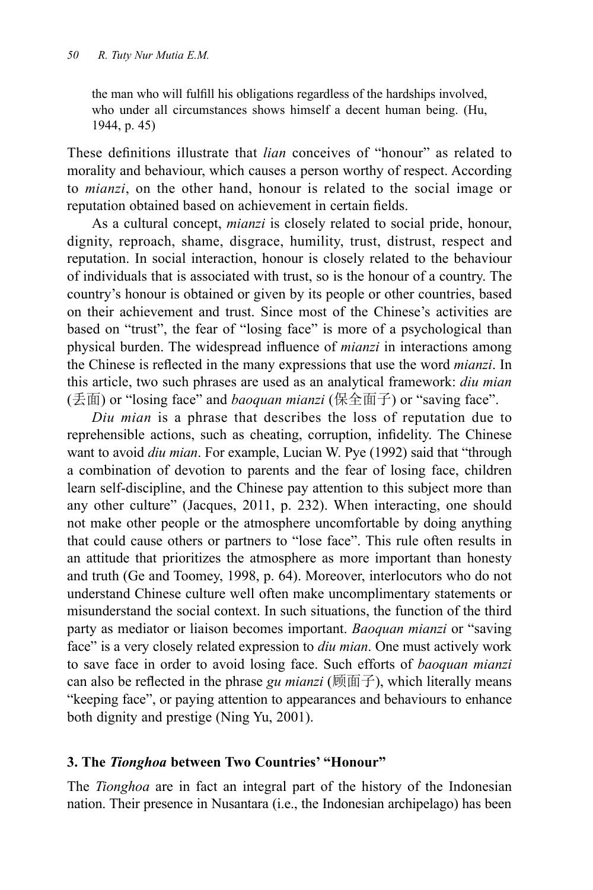the man who will fulfill his obligations regardless of the hardships involved, who under all circumstances shows himself a decent human being. (Hu, 1944, p. 45)

These definitions illustrate that *lian* conceives of "honour" as related to morality and behaviour, which causes a person worthy of respect. According to *mianzi*, on the other hand, honour is related to the social image or reputation obtained based on achievement in certain fields.

As a cultural concept, *mianzi* is closely related to social pride, honour, dignity, reproach, shame, disgrace, humility, trust, distrust, respect and reputation. In social interaction, honour is closely related to the behaviour of individuals that is associated with trust, so is the honour of a country. The country's honour is obtained or given by its people or other countries, based on their achievement and trust. Since most of the Chinese's activities are based on "trust", the fear of "losing face" is more of a psychological than physical burden. The widespread influence of *mianzi* in interactions among the Chinese is reflected in the many expressions that use the word *mianzi*. In this article, two such phrases are used as an analytical framework: *diu mian* (丢面) or "losing face" and *baoquan mianzi* (保全面子) or "saving face".

*Diu mian* is a phrase that describes the loss of reputation due to reprehensible actions, such as cheating, corruption, infidelity. The Chinese want to avoid *diu mian*. For example, Lucian W. Pye (1992) said that "through a combination of devotion to parents and the fear of losing face, children learn self-discipline, and the Chinese pay attention to this subject more than any other culture" (Jacques, 2011, p. 232). When interacting, one should not make other people or the atmosphere uncomfortable by doing anything that could cause others or partners to "lose face". This rule often results in an attitude that prioritizes the atmosphere as more important than honesty and truth (Ge and Toomey, 1998, p. 64). Moreover, interlocutors who do not understand Chinese culture well often make uncomplimentary statements or misunderstand the social context. In such situations, the function of the third party as mediator or liaison becomes important. *Baoquan mianzi* or "saving face" is a very closely related expression to *diu mian*. One must actively work to save face in order to avoid losing face. Such efforts of *baoquan mianzi* can also be reflected in the phrase *gu mianzi* (顾面子), which literally means "keeping face", or paying attention to appearances and behaviours to enhance both dignity and prestige (Ning Yu, 2001).

## 3. The *Tionghoa* between Two Countries' "Honour"

The *Tionghoa* are in fact an integral part of the history of the Indonesian nation. Their presence in Nusantara (i.e., the Indonesian archipelago) has been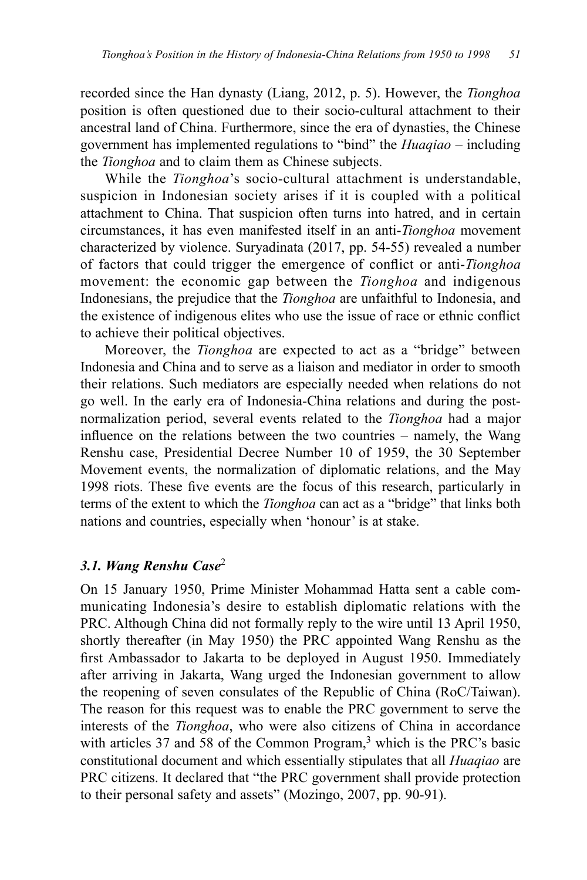recorded since the Han dynasty (Liang, 2012, p. 5). However, the *Tionghoa* position is often questioned due to their socio-cultural attachment to their ancestral land of China. Furthermore, since the era of dynasties, the Chinese government has implemented regulations to "bind" the *Huaqiao* – including the *Tionghoa* and to claim them as Chinese subjects.

While the *Tionghoa*'s socio-cultural attachment is understandable, suspicion in Indonesian society arises if it is coupled with a political attachment to China. That suspicion often turns into hatred, and in certain circumstances, it has even manifested itself in an anti-*Tionghoa* movement characterized by violence. Suryadinata (2017, pp. 54-55) revealed a number of factors that could trigger the emergence of conflict or anti-*Tionghoa* movement: the economic gap between the *Tionghoa* and indigenous Indonesians, the prejudice that the *Tionghoa* are unfaithful to Indonesia, and the existence of indigenous elites who use the issue of race or ethnic conflict to achieve their political objectives.

Moreover, the *Tionghoa* are expected to act as a "bridge" between Indonesia and China and to serve as a liaison and mediator in order to smooth their relations. Such mediators are especially needed when relations do not go well. In the early era of Indonesia-China relations and during the post-normalization period, several events related to the *Tionghoa* had a major influence on the relations between the two countries – namely, the Wang Renshu case, Presidential Decree Number 10 of 1959, the 30 September Movement events, the normalization of diplomatic relations, and the May 1998 riots. These five events are the focus of this research, particularly in terms of the extent to which the *Tionghoa* can act as a "bridge" that links both nations and countries, especially when 'honour' is at stake.

### *3.1. Wang Renshu Case*[2]

On 15 January 1950, Prime Minister Mohammad Hatta sent a cable communicating Indonesia's desire to establish diplomatic relations with the PRC. Although China did not formally reply to the wire until 13 April 1950, shortly thereafter (in May 1950) the PRC appointed Wang Renshu as the first Ambassador to Jakarta to be deployed in August 1950. Immediately after arriving in Jakarta, Wang urged the Indonesian government to allow the reopening of seven consulates of the Republic of China (RoC/Taiwan). The reason for this request was to enable the PRC government to serve the interests of the *Tionghoa*, who were also citizens of China in accordance with articles 37 and 58 of the Common Program,[3] which is the PRC's basic constitutional document and which essentially stipulates that all *Huaqiao* are PRC citizens. It declared that "the PRC government shall provide protection to their personal safety and assets" (Mozingo, 2007, pp. 90-91).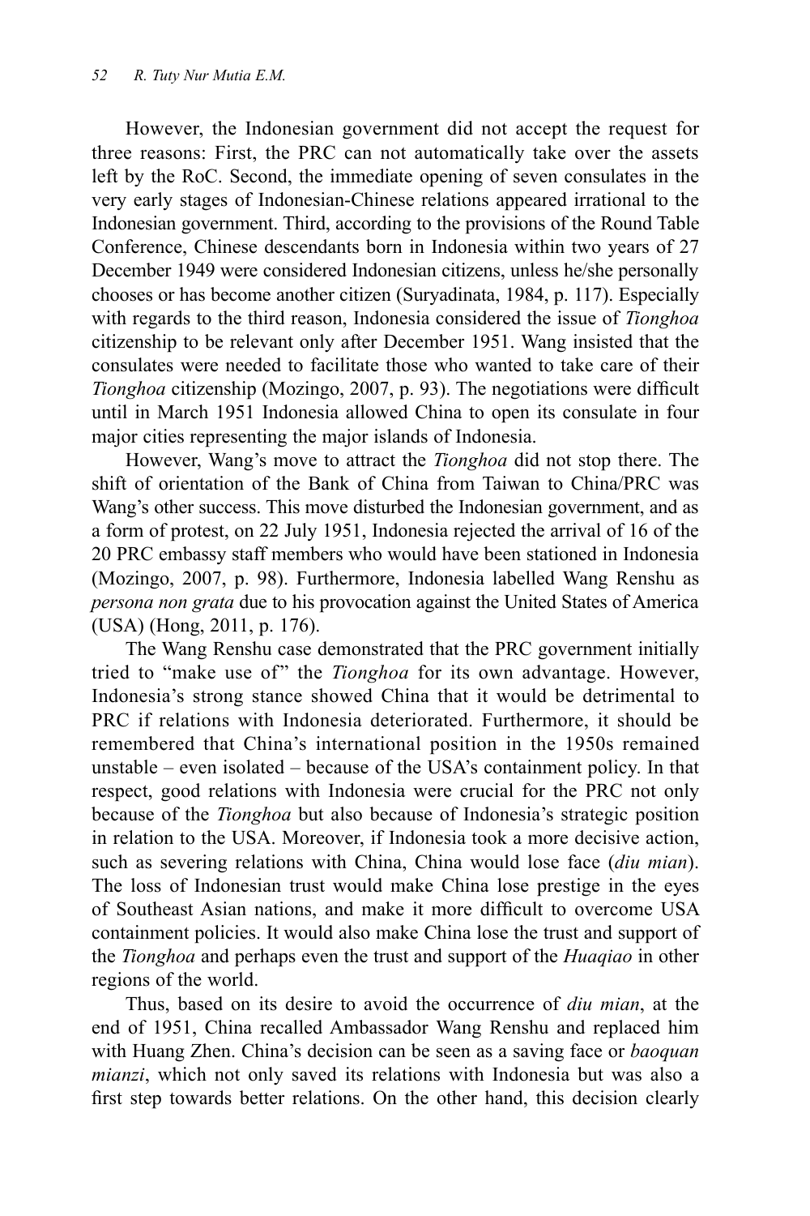However, the Indonesian government did not accept the request for three reasons: First, the PRC can not automatically take over the assets left by the RoC. Second, the immediate opening of seven consulates in the very early stages of Indonesian-Chinese relations appeared irrational to the Indonesian government. Third, according to the provisions of the Round Table Conference, Chinese descendants born in Indonesia within two years of 27 December 1949 were considered Indonesian citizens, unless he/she personally chooses or has become another citizen (Suryadinata, 1984, p. 117). Especially with regards to the third reason, Indonesia considered the issue of *Tionghoa* citizenship to be relevant only after December 1951. Wang insisted that the consulates were needed to facilitate those who wanted to take care of their *Tionghoa* citizenship (Mozingo, 2007, p. 93). The negotiations were difficult until in March 1951 Indonesia allowed China to open its consulate in four major cities representing the major islands of Indonesia.

However, Wang's move to attract the *Tionghoa* did not stop there. The shift of orientation of the Bank of China from Taiwan to China/PRC was Wang's other success. This move disturbed the Indonesian government, and as a form of protest, on 22 July 1951, Indonesia rejected the arrival of 16 of the 20 PRC embassy staff members who would have been stationed in Indonesia (Mozingo, 2007, p. 98). Furthermore, Indonesia labelled Wang Renshu as *persona non grata* due to his provocation against the United States of America (USA) (Hong, 2011, p. 176).

The Wang Renshu case demonstrated that the PRC government initially tried to "make use of" the *Tionghoa* for its own advantage. However, Indonesia's strong stance showed China that it would be detrimental to PRC if relations with Indonesia deteriorated. Furthermore, it should be remembered that China's international position in the 1950s remained unstable – even isolated – because of the USA's containment policy. In that respect, good relations with Indonesia were crucial for the PRC not only because of the *Tionghoa* but also because of Indonesia's strategic position in relation to the USA. Moreover, if Indonesia took a more decisive action, such as severing relations with China, China would lose face (*diu mian*). The loss of Indonesian trust would make China lose prestige in the eyes of Southeast Asian nations, and make it more difficult to overcome USA containment policies. It would also make China lose the trust and support of the *Tionghoa* and perhaps even the trust and support of the *Huaqiao* in other regions of the world.

Thus, based on its desire to avoid the occurrence of *diu mian*, at the end of 1951, China recalled Ambassador Wang Renshu and replaced him with Huang Zhen. China's decision can be seen as a saving face or *baoquan mianzi*, which not only saved its relations with Indonesia but was also a first step towards better relations. On the other hand, this decision clearly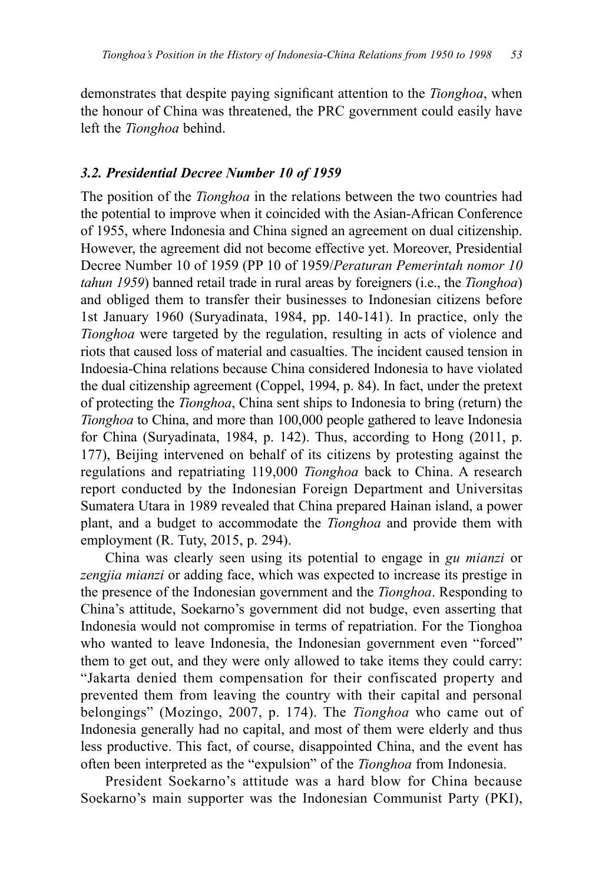demonstrates that despite paying significant attention to the *Tionghoa*, when the honour of China was threatened, the PRC government could easily have left the *Tionghoa* behind.

### *3.2. Presidential Decree Number 10 of 1959*

The position of the *Tionghoa* in the relations between the two countries had the potential to improve when it coincided with the Asian-African Conference of 1955, where Indonesia and China signed an agreement on dual citizenship. However, the agreement did not become effective yet. Moreover, Presidential Decree Number 10 of 1959 (PP 10 of 1959/*Peraturan Pemerintah nomor 10 tahun 1959*) banned retail trade in rural areas by foreigners (i.e., the *Tionghoa*) and obliged them to transfer their businesses to Indonesian citizens before 1st January 1960 (Suryadinata, 1984, pp. 140-141). In practice, only the *Tionghoa* were targeted by the regulation, resulting in acts of violence and riots that caused loss of material and casualties. The incident caused tension in Indoesia-China relations because China considered Indonesia to have violated the dual citizenship agreement (Coppel, 1994, p. 84). In fact, under the pretext of protecting the *Tionghoa*, China sent ships to Indonesia to bring (return) the *Tionghoa* to China, and more than 100,000 people gathered to leave Indonesia for China (Suryadinata, 1984, p. 142). Thus, according to Hong (2011, p. 177), Beijing intervened on behalf of its citizens by protesting against the regulations and repatriating 119,000 *Tionghoa* back to China. A research report conducted by the Indonesian Foreign Department and Universitas Sumatera Utara in 1989 revealed that China prepared Hainan island, a power plant, and a budget to accommodate the *Tionghoa* and provide them with employment (R. Tuty, 2015, p. 294).

China was clearly seen using its potential to engage in *gu mianzi* or *zengjia mianzi* or adding face, which was expected to increase its prestige in the presence of the Indonesian government and the *Tionghoa*. Responding to China's attitude, Soekarno's government did not budge, even asserting that Indonesia would not compromise in terms of repatriation. For the Tionghoa who wanted to leave Indonesia, the Indonesian government even "forced" them to get out, and they were only allowed to take items they could carry: "Jakarta denied them compensation for their confiscated property and prevented them from leaving the country with their capital and personal belongings" (Mozingo, 2007, p. 174). The *Tionghoa* who came out of Indonesia generally had no capital, and most of them were elderly and thus less productive. This fact, of course, disappointed China, and the event has often been interpreted as the "expulsion" of the *Tionghoa* from Indonesia.

President Soekarno's attitude was a hard blow for China because Soekarno's main supporter was the Indonesian Communist Party (PKI),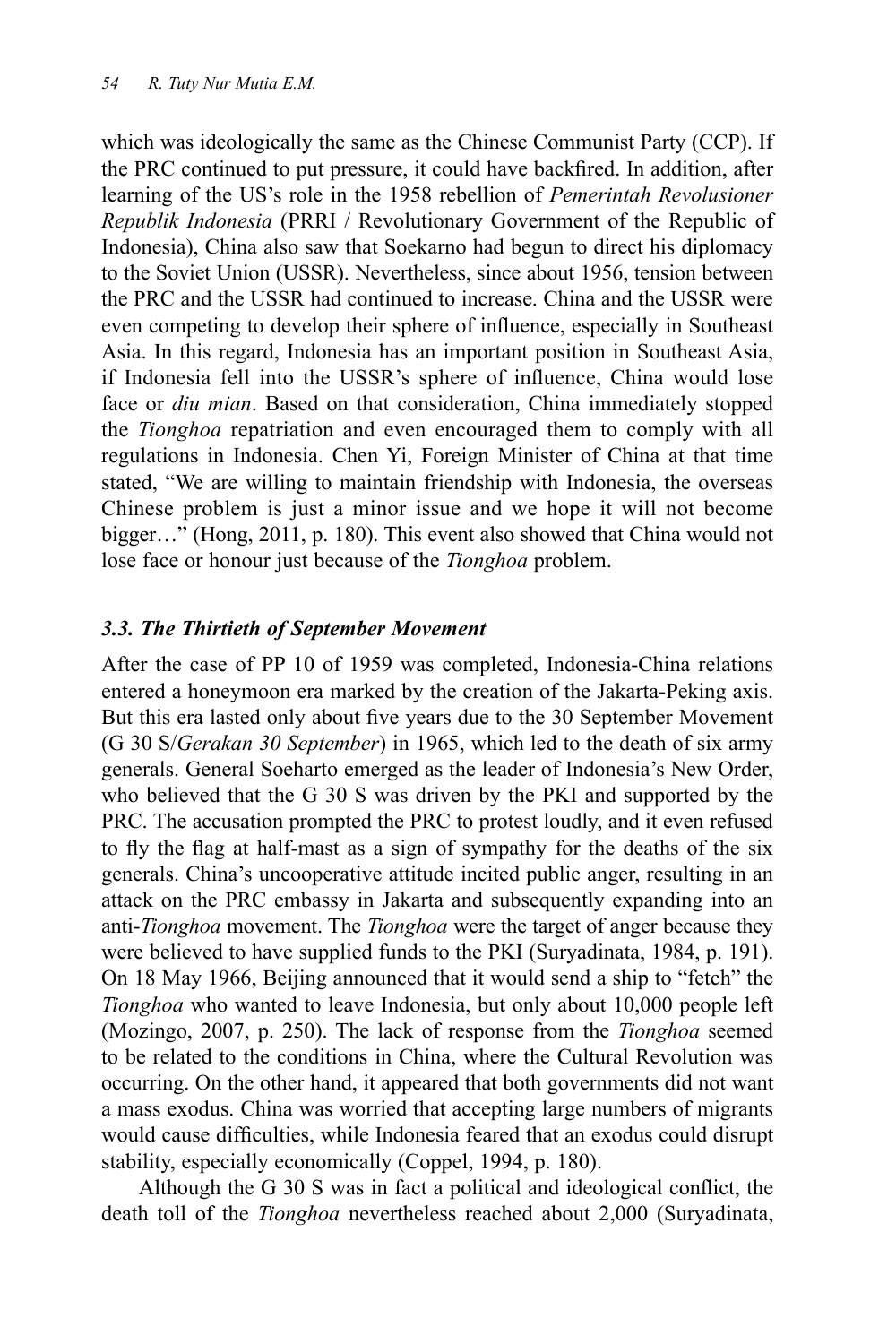which was ideologically the same as the Chinese Communist Party (CCP). If the PRC continued to put pressure, it could have backfired. In addition, after learning of the US's role in the 1958 rebellion of *Pemerintah Revolusioner Republik Indonesia* (PRRI / Revolutionary Government of the Republic of Indonesia), China also saw that Soekarno had begun to direct his diplomacy to the Soviet Union (USSR). Nevertheless, since about 1956, tension between the PRC and the USSR had continued to increase. China and the USSR were even competing to develop their sphere of influence, especially in Southeast Asia. In this regard, Indonesia has an important position in Southeast Asia, if Indonesia fell into the USSR's sphere of influence, China would lose face or *diu mian*. Based on that consideration, China immediately stopped the *Tionghoa* repatriation and even encouraged them to comply with all regulations in Indonesia. Chen Yi, Foreign Minister of China at that time stated, "We are willing to maintain friendship with Indonesia, the overseas Chinese problem is just a minor issue and we hope it will not become bigger…" (Hong, 2011, p. 180). This event also showed that China would not lose face or honour just because of the *Tionghoa* problem.

### *3.3. The Thirtieth of September Movement*

After the case of PP 10 of 1959 was completed, Indonesia-China relations entered a honeymoon era marked by the creation of the Jakarta-Peking axis. But this era lasted only about five years due to the 30 September Movement (G 30 S/*Gerakan 30 September*) in 1965, which led to the death of six army generals. General Soeharto emerged as the leader of Indonesia's New Order, who believed that the G 30 S was driven by the PKI and supported by the PRC. The accusation prompted the PRC to protest loudly, and it even refused to fly the flag at half-mast as a sign of sympathy for the deaths of the six generals. China's uncooperative attitude incited public anger, resulting in an attack on the PRC embassy in Jakarta and subsequently expanding into an anti-*Tionghoa* movement. The *Tionghoa* were the target of anger because they were believed to have supplied funds to the PKI (Suryadinata, 1984, p. 191). On 18 May 1966, Beijing announced that it would send a ship to "fetch" the *Tionghoa* who wanted to leave Indonesia, but only about 10,000 people left (Mozingo, 2007, p. 250). The lack of response from the *Tionghoa* seemed to be related to the conditions in China, where the Cultural Revolution was occurring. On the other hand, it appeared that both governments did not want a mass exodus. China was worried that accepting large numbers of migrants would cause difficulties, while Indonesia feared that an exodus could disrupt stability, especially economically (Coppel, 1994, p. 180).

Although the G 30 S was in fact a political and ideological conflict, the death toll of the *Tionghoa* nevertheless reached about 2,000 (Suryadinata,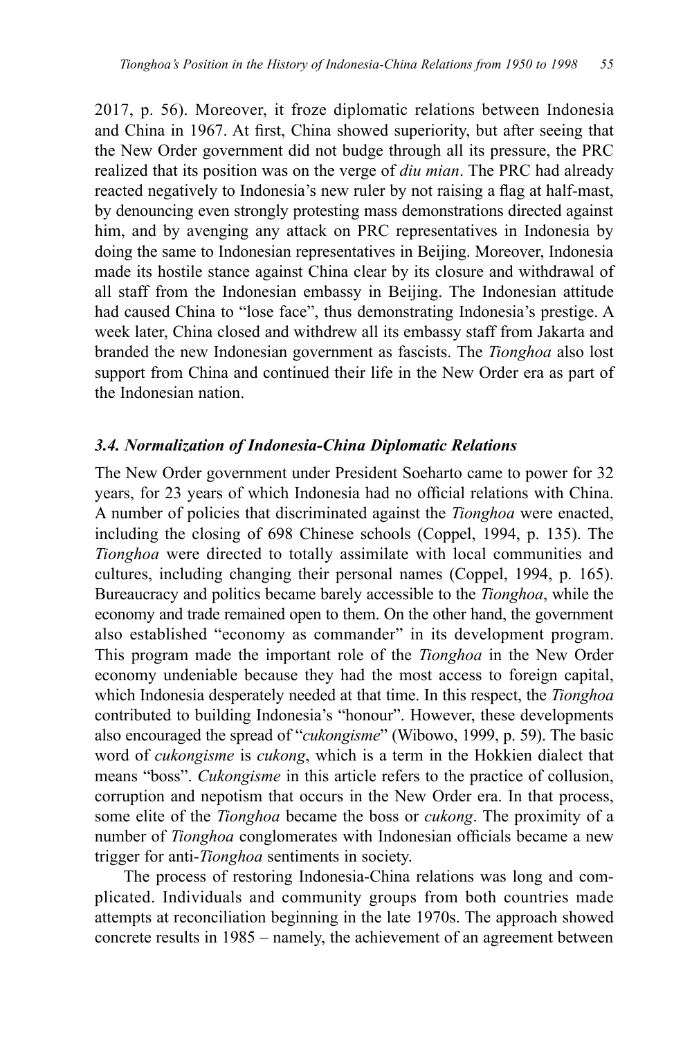2017, p. 56). Moreover, it froze diplomatic relations between Indonesia and China in 1967. At first, China showed superiority, but after seeing that the New Order government did not budge through all its pressure, the PRC realized that its position was on the verge of *diu mian*. The PRC had already reacted negatively to Indonesia's new ruler by not raising a flag at half-mast, by denouncing even strongly protesting mass demonstrations directed against him, and by avenging any attack on PRC representatives in Indonesia by doing the same to Indonesian representatives in Beijing. Moreover, Indonesia made its hostile stance against China clear by its closure and withdrawal of all staff from the Indonesian embassy in Beijing. The Indonesian attitude had caused China to "lose face", thus demonstrating Indonesia's prestige. A week later, China closed and withdrew all its embassy staff from Jakarta and branded the new Indonesian government as fascists. The *Tionghoa* also lost support from China and continued their life in the New Order era as part of the Indonesian nation.

### *3.4. Normalization of Indonesia-China Diplomatic Relations*

The New Order government under President Soeharto came to power for 32 years, for 23 years of which Indonesia had no official relations with China. A number of policies that discriminated against the *Tionghoa* were enacted, including the closing of 698 Chinese schools (Coppel, 1994, p. 135). The *Tionghoa* were directed to totally assimilate with local communities and cultures, including changing their personal names (Coppel, 1994, p. 165). Bureaucracy and politics became barely accessible to the *Tionghoa*, while the economy and trade remained open to them. On the other hand, the government also established "economy as commander" in its development program. This program made the important role of the *Tionghoa* in the New Order economy undeniable because they had the most access to foreign capital, which Indonesia desperately needed at that time. In this respect, the *Tionghoa* contributed to building Indonesia's "honour". However, these developments also encouraged the spread of "*cukongisme*" (Wibowo, 1999, p. 59). The basic word of *cukongisme* is *cukong*, which is a term in the Hokkien dialect that means "boss". *Cukongisme* in this article refers to the practice of collusion, corruption and nepotism that occurs in the New Order era. In that process, some elite of the *Tionghoa* became the boss or *cukong*. The proximity of a number of *Tionghoa* conglomerates with Indonesian officials became a new trigger for anti-*Tionghoa* sentiments in society.

The process of restoring Indonesia-China relations was long and complicated. Individuals and community groups from both countries made attempts at reconciliation beginning in the late 1970s. The approach showed concrete results in 1985 – namely, the achievement of an agreement between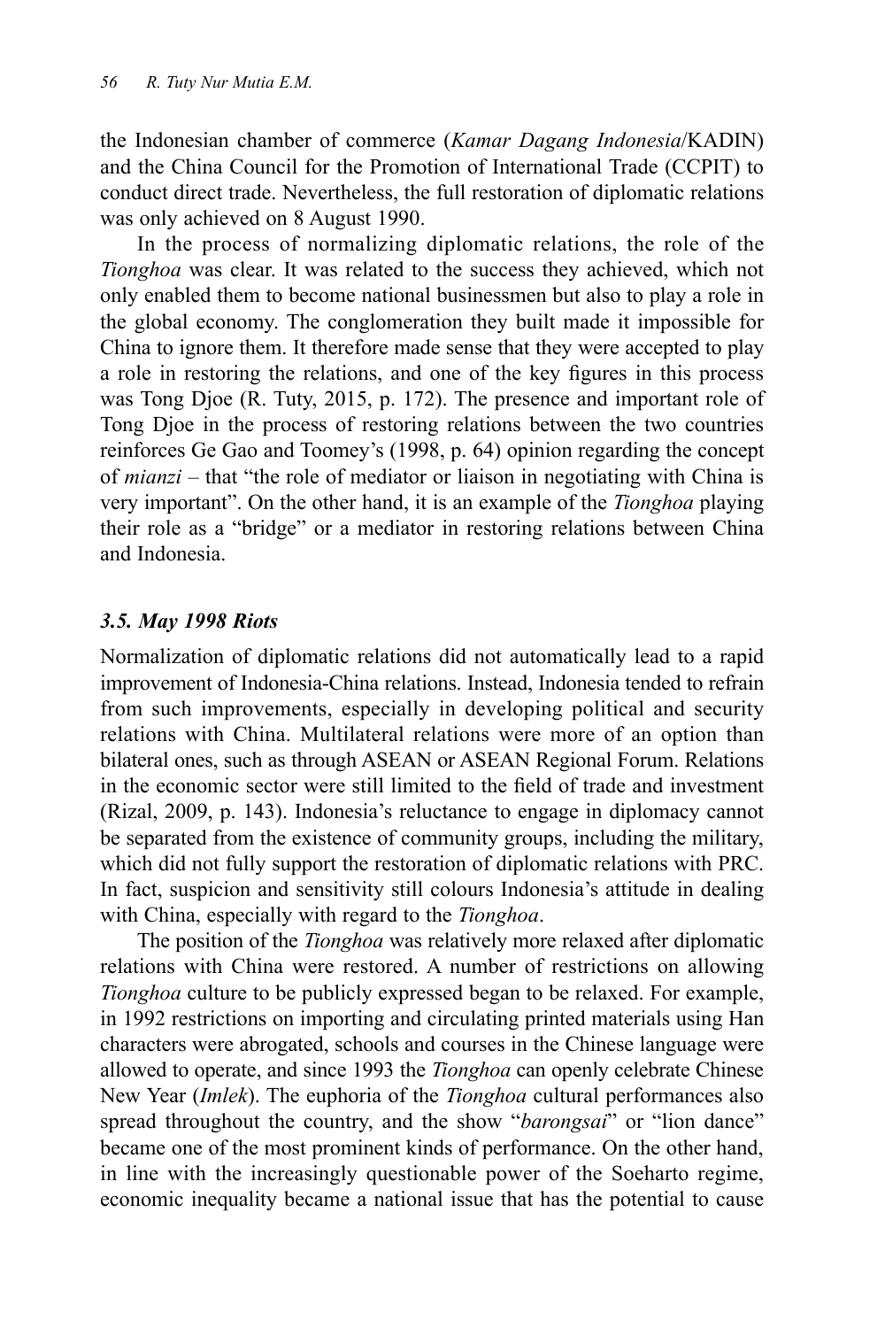the Indonesian chamber of commerce (*Kamar Dagang Indonesia*/KADIN) and the China Council for the Promotion of International Trade (CCPIT) to conduct direct trade. Nevertheless, the full restoration of diplomatic relations was only achieved on 8 August 1990.

In the process of normalizing diplomatic relations, the role of the *Tionghoa* was clear. It was related to the success they achieved, which not only enabled them to become national businessmen but also to play a role in the global economy. The conglomeration they built made it impossible for China to ignore them. It therefore made sense that they were accepted to play a role in restoring the relations, and one of the key figures in this process was Tong Djoe (R. Tuty, 2015, p. 172). The presence and important role of Tong Djoe in the process of restoring relations between the two countries reinforces Ge Gao and Toomey's (1998, p. 64) opinion regarding the concept of *mianzi* – that "the role of mediator or liaison in negotiating with China is very important". On the other hand, it is an example of the *Tionghoa* playing their role as a "bridge" or a mediator in restoring relations between China and Indonesia.

### *3.5. May 1998 Riots*

Normalization of diplomatic relations did not automatically lead to a rapid improvement of Indonesia-China relations. Instead, Indonesia tended to refrain from such improvements, especially in developing political and security relations with China. Multilateral relations were more of an option than bilateral ones, such as through ASEAN or ASEAN Regional Forum. Relations in the economic sector were still limited to the field of trade and investment (Rizal, 2009, p. 143). Indonesia's reluctance to engage in diplomacy cannot be separated from the existence of community groups, including the military, which did not fully support the restoration of diplomatic relations with PRC. In fact, suspicion and sensitivity still colours Indonesia's attitude in dealing with China, especially with regard to the *Tionghoa*.

The position of the *Tionghoa* was relatively more relaxed after diplomatic relations with China were restored. A number of restrictions on allowing *Tionghoa* culture to be publicly expressed began to be relaxed. For example, in 1992 restrictions on importing and circulating printed materials using Han characters were abrogated, schools and courses in the Chinese language were allowed to operate, and since 1993 the *Tionghoa* can openly celebrate Chinese New Year (*Imlek*). The euphoria of the *Tionghoa* cultural performances also spread throughout the country, and the show "*barongsai*" or "lion dance" became one of the most prominent kinds of performance. On the other hand, in line with the increasingly questionable power of the Soeharto regime, economic inequality became a national issue that has the potential to cause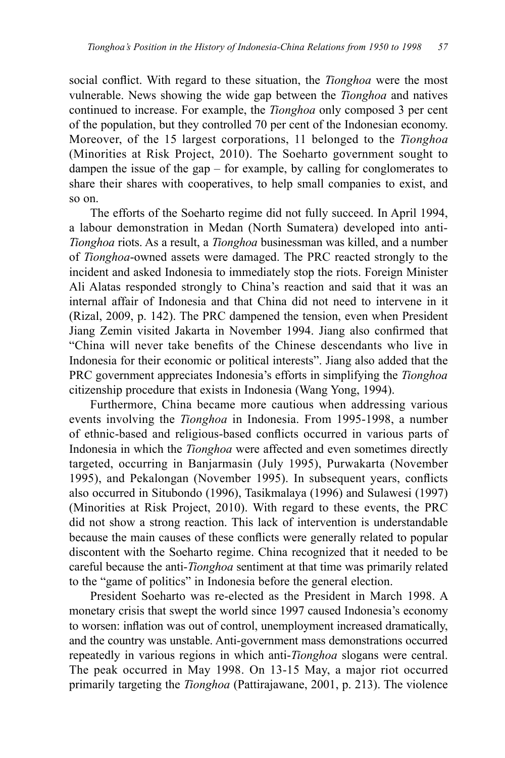social conflict. With regard to these situation, the *Tionghoa* were the most vulnerable. News showing the wide gap between the *Tionghoa* and natives continued to increase. For example, the *Tionghoa* only composed 3 per cent of the population, but they controlled 70 per cent of the Indonesian economy. Moreover, of the 15 largest corporations, 11 belonged to the *Tionghoa* (Minorities at Risk Project, 2010). The Soeharto government sought to dampen the issue of the gap – for example, by calling for conglomerates to share their shares with cooperatives, to help small companies to exist, and so on.

The efforts of the Soeharto regime did not fully succeed. In April 1994, a labour demonstration in Medan (North Sumatera) developed into anti-*Tionghoa* riots. As a result, a *Tionghoa* businessman was killed, and a number of *Tionghoa*-owned assets were damaged. The PRC reacted strongly to the incident and asked Indonesia to immediately stop the riots. Foreign Minister Ali Alatas responded strongly to China's reaction and said that it was an internal affair of Indonesia and that China did not need to intervene in it (Rizal, 2009, p. 142). The PRC dampened the tension, even when President Jiang Zemin visited Jakarta in November 1994. Jiang also confirmed that "China will never take benefits of the Chinese descendants who live in Indonesia for their economic or political interests". Jiang also added that the PRC government appreciates Indonesia's efforts in simplifying the *Tionghoa* citizenship procedure that exists in Indonesia (Wang Yong, 1994).

Furthermore, China became more cautious when addressing various events involving the *Tionghoa* in Indonesia. From 1995-1998, a number of ethnic-based and religious-based conflicts occurred in various parts of Indonesia in which the *Tionghoa* were affected and even sometimes directly targeted, occurring in Banjarmasin (July 1995), Purwakarta (November 1995), and Pekalongan (November 1995). In subsequent years, conflicts also occurred in Situbondo (1996), Tasikmalaya (1996) and Sulawesi (1997) (Minorities at Risk Project, 2010). With regard to these events, the PRC did not show a strong reaction. This lack of intervention is understandable because the main causes of these conflicts were generally related to popular discontent with the Soeharto regime. China recognized that it needed to be careful because the anti-*Tionghoa* sentiment at that time was primarily related to the "game of politics" in Indonesia before the general election.

President Soeharto was re-elected as the President in March 1998. A monetary crisis that swept the world since 1997 caused Indonesia's economy to worsen: inflation was out of control, unemployment increased dramatically, and the country was unstable. Anti-government mass demonstrations occurred repeatedly in various regions in which anti-*Tionghoa* slogans were central. The peak occurred in May 1998. On 13-15 May, a major riot occurred primarily targeting the *Tionghoa* (Pattirajawane, 2001, p. 213). The violence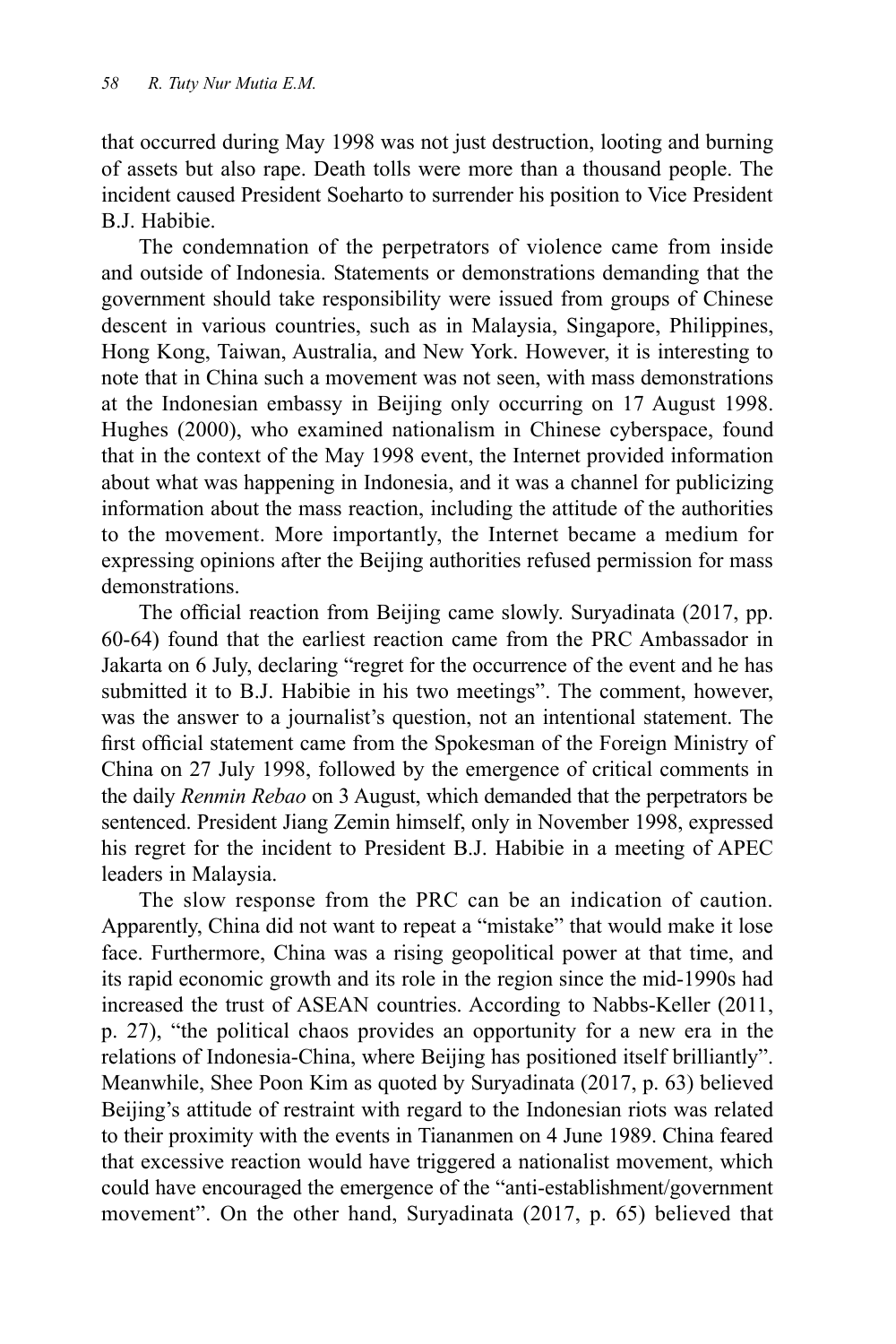that occurred during May 1998 was not just destruction, looting and burning of assets but also rape. Death tolls were more than a thousand people. The incident caused President Soeharto to surrender his position to Vice President B.J. Habibie.

The condemnation of the perpetrators of violence came from inside and outside of Indonesia. Statements or demonstrations demanding that the government should take responsibility were issued from groups of Chinese descent in various countries, such as in Malaysia, Singapore, Philippines, Hong Kong, Taiwan, Australia, and New York. However, it is interesting to note that in China such a movement was not seen, with mass demonstrations at the Indonesian embassy in Beijing only occurring on 17 August 1998. Hughes (2000), who examined nationalism in Chinese cyberspace, found that in the context of the May 1998 event, the Internet provided information about what was happening in Indonesia, and it was a channel for publicizing information about the mass reaction, including the attitude of the authorities to the movement. More importantly, the Internet became a medium for expressing opinions after the Beijing authorities refused permission for mass demonstrations.

The official reaction from Beijing came slowly. Suryadinata (2017, pp. 60-64) found that the earliest reaction came from the PRC Ambassador in Jakarta on 6 July, declaring "regret for the occurrence of the event and he has submitted it to B.J. Habibie in his two meetings". The comment, however, was the answer to a journalist's question, not an intentional statement. The first official statement came from the Spokesman of the Foreign Ministry of China on 27 July 1998, followed by the emergence of critical comments in the daily *Renmin Rebao* on 3 August, which demanded that the perpetrators be sentenced. President Jiang Zemin himself, only in November 1998, expressed his regret for the incident to President B.J. Habibie in a meeting of APEC leaders in Malaysia.

The slow response from the PRC can be an indication of caution. Apparently, China did not want to repeat a "mistake" that would make it lose face. Furthermore, China was a rising geopolitical power at that time, and its rapid economic growth and its role in the region since the mid-1990s had increased the trust of ASEAN countries. According to Nabbs-Keller (2011, p. 27), "the political chaos provides an opportunity for a new era in the relations of Indonesia-China, where Beijing has positioned itself brilliantly". Meanwhile, Shee Poon Kim as quoted by Suryadinata (2017, p. 63) believed Beijing's attitude of restraint with regard to the Indonesian riots was related to their proximity with the events in Tiananmen on 4 June 1989. China feared that excessive reaction would have triggered a nationalist movement, which could have encouraged the emergence of the "anti-establishment/government movement". On the other hand, Suryadinata (2017, p. 65) believed that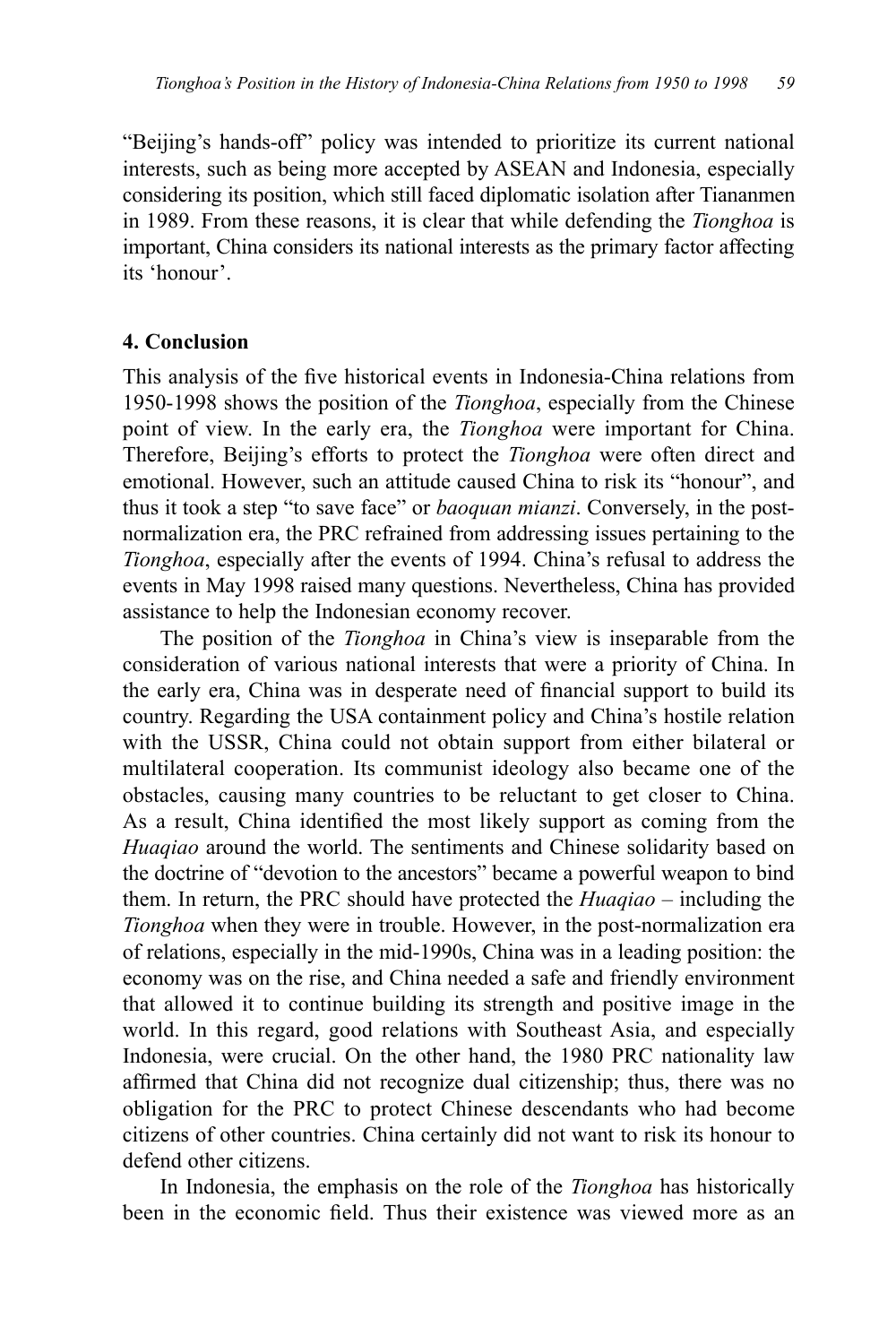"Beijing's hands-off" policy was intended to prioritize its current national interests, such as being more accepted by ASEAN and Indonesia, especially considering its position, which still faced diplomatic isolation after Tiananmen in 1989. From these reasons, it is clear that while defending the *Tionghoa* is important, China considers its national interests as the primary factor affecting its 'honour'.

## 4. Conclusion

This analysis of the five historical events in Indonesia-China relations from 1950-1998 shows the position of the *Tionghoa*, especially from the Chinese point of view. In the early era, the *Tionghoa* were important for China. Therefore, Beijing's efforts to protect the *Tionghoa* were often direct and emotional. However, such an attitude caused China to risk its "honour", and thus it took a step "to save face" or *baoquan mianzi*. Conversely, in the post-normalization era, the PRC refrained from addressing issues pertaining to the *Tionghoa*, especially after the events of 1994. China's refusal to address the events in May 1998 raised many questions. Nevertheless, China has provided assistance to help the Indonesian economy recover.

The position of the *Tionghoa* in China's view is inseparable from the consideration of various national interests that were a priority of China. In the early era, China was in desperate need of financial support to build its country. Regarding the USA containment policy and China's hostile relation with the USSR, China could not obtain support from either bilateral or multilateral cooperation. Its communist ideology also became one of the obstacles, causing many countries to be reluctant to get closer to China. As a result, China identified the most likely support as coming from the *Huaqiao* around the world. The sentiments and Chinese solidarity based on the doctrine of "devotion to the ancestors" became a powerful weapon to bind them. In return, the PRC should have protected the *Huaqiao* – including the *Tionghoa* when they were in trouble. However, in the post-normalization era of relations, especially in the mid-1990s, China was in a leading position: the economy was on the rise, and China needed a safe and friendly environment that allowed it to continue building its strength and positive image in the world. In this regard, good relations with Southeast Asia, and especially Indonesia, were crucial. On the other hand, the 1980 PRC nationality law affirmed that China did not recognize dual citizenship; thus, there was no obligation for the PRC to protect Chinese descendants who had become citizens of other countries. China certainly did not want to risk its honour to defend other citizens.

In Indonesia, the emphasis on the role of the *Tionghoa* has historically been in the economic field. Thus their existence was viewed more as an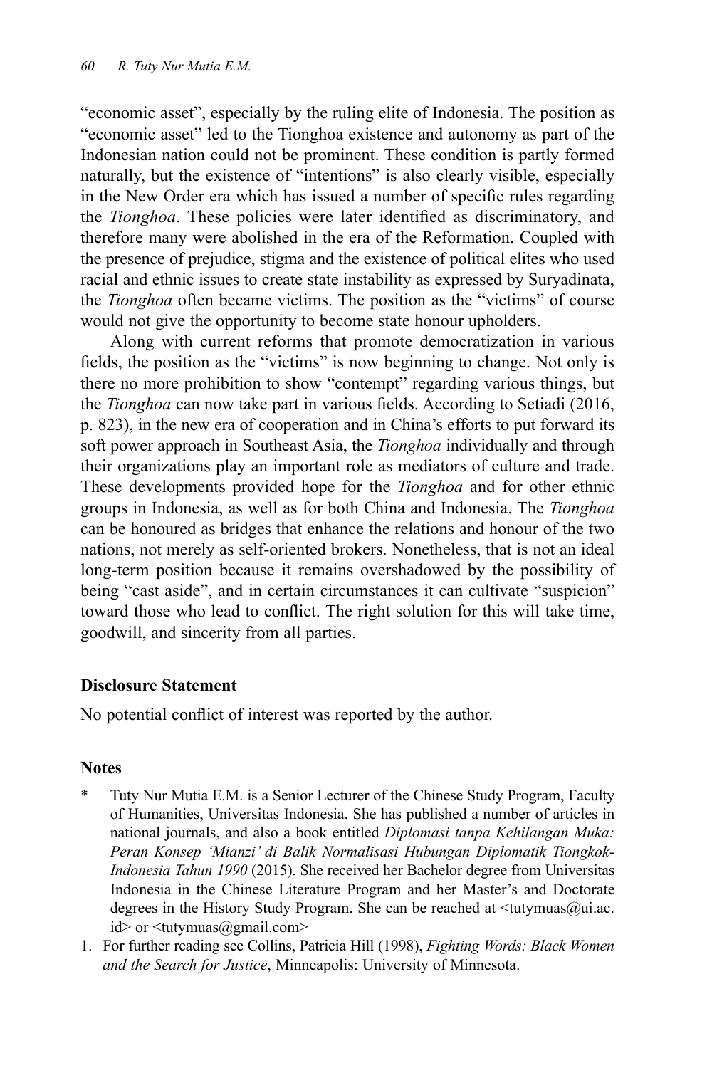"economic asset", especially by the ruling elite of Indonesia. The position as "economic asset" led to the Tionghoa existence and autonomy as part of the Indonesian nation could not be prominent. These condition is partly formed naturally, but the existence of "intentions" is also clearly visible, especially in the New Order era which has issued a number of specific rules regarding the *Tionghoa*. These policies were later identified as discriminatory, and therefore many were abolished in the era of the Reformation. Coupled with the presence of prejudice, stigma and the existence of political elites who used racial and ethnic issues to create state instability as expressed by Suryadinata, the *Tionghoa* often became victims. The position as the "victims" of course would not give the opportunity to become state honour upholders.

Along with current reforms that promote democratization in various fields, the position as the "victims" is now beginning to change. Not only is there no more prohibition to show "contempt" regarding various things, but the *Tionghoa* can now take part in various fields. According to Setiadi (2016, p. 823), in the new era of cooperation and in China's efforts to put forward its soft power approach in Southeast Asia, the *Tionghoa* individually and through their organizations play an important role as mediators of culture and trade. These developments provided hope for the *Tionghoa* and for other ethnic groups in Indonesia, as well as for both China and Indonesia. The *Tionghoa* can be honoured as bridges that enhance the relations and honour of the two nations, not merely as self-oriented brokers. Nonetheless, that is not an ideal long-term position because it remains overshadowed by the possibility of being "cast aside", and in certain circumstances it can cultivate "suspicion" toward those who lead to conflict. The right solution for this will take time, goodwill, and sincerity from all parties.

### Disclosure Statement

No potential conflict of interest was reported by the author.

### Notes

\* Tuty Nur Mutia E.M. is a Senior Lecturer of the Chinese Study Program, Faculty of Humanities, Universitas Indonesia. She has published a number of articles in national journals, and also a book entitled *Diplomasi tanpa Kehilangan Muka: Peran Konsep 'Mianzi' di Balik Normalisasi Hubungan Diplomatik Tiongkok-Indonesia Tahun 1990* (2015). She received her Bachelor degree from Universitas Indonesia in the Chinese Literature Program and her Master's and Doctorate degrees in the History Study Program. She can be reached at <tutymuas@ui.ac.id> or <tutymuas@gmail.com>

1. For further reading see Collins, Patricia Hill (1998), *Fighting Words: Black Women and the Search for Justice*, Minneapolis: University of Minnesota.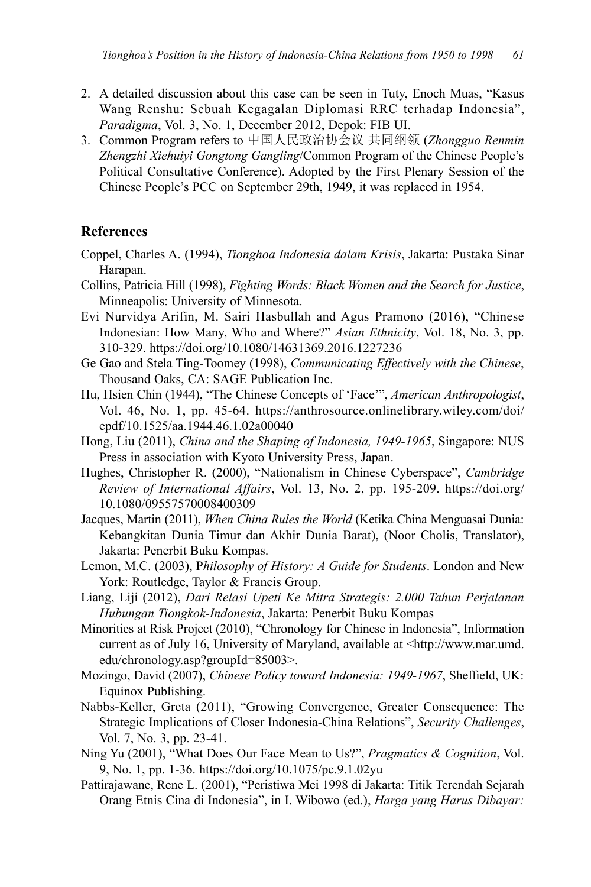2. A detailed discussion about this case can be seen in Tuty, Enoch Muas, "Kasus Wang Renshu: Sebuah Kegagalan Diplomasi RRC terhadap Indonesia", *Paradigma*, Vol. 3, No. 1, December 2012, Depok: FIB UI.
3. Common Program refers to 中国人民政治协会议 共同纲领 (*Zhongguo Renmin Zhengzhi Xiehuiyi Gongtong Gangling*/Common Program of the Chinese People's Political Consultative Conference). Adopted by the First Plenary Session of the Chinese People's PCC on September 29th, 1949, it was replaced in 1954.

## References

Coppel, Charles A. (1994), *Tionghoa Indonesia dalam Krisis*, Jakarta: Pustaka Sinar Harapan.

Collins, Patricia Hill (1998), *Fighting Words: Black Women and the Search for Justice*, Minneapolis: University of Minnesota.

Evi Nurvidya Arifin, M. Sairi Hasbullah and Agus Pramono (2016), "Chinese Indonesian: How Many, Who and Where?" *Asian Ethnicity*, Vol. 18, No. 3, pp. 310-329. https://doi.org/10.1080/14631369.2016.1227236

Ge Gao and Stela Ting-Toomey (1998), *Communicating Effectively with the Chinese*, Thousand Oaks, CA: SAGE Publication Inc.

Hu, Hsien Chin (1944), "The Chinese Concepts of 'Face'", *American Anthropologist*, Vol. 46, No. 1, pp. 45-64. https://anthrosource.onlinelibrary.wiley.com/doi/epdf/10.1525/aa.1944.46.1.02a00040

Hong, Liu (2011), *China and the Shaping of Indonesia, 1949-1965*, Singapore: NUS Press in association with Kyoto University Press, Japan.

Hughes, Christopher R. (2000), "Nationalism in Chinese Cyberspace", *Cambridge Review of International Affairs*, Vol. 13, No. 2, pp. 195-209. https://doi.org/10.1080/09557570008400309

Jacques, Martin (2011), *When China Rules the World* (Ketika China Menguasai Dunia: Kebangkitan Dunia Timur dan Akhir Dunia Barat), (Noor Cholis, Translator), Jakarta: Penerbit Buku Kompas.

Lemon, M.C. (2003), P*hilosophy of History: A Guide for Students*. London and New York: Routledge, Taylor & Francis Group.

Liang, Liji (2012), *Dari Relasi Upeti Ke Mitra Strategis: 2.000 Tahun Perjalanan Hubungan Tiongkok-Indonesia*, Jakarta: Penerbit Buku Kompas

Minorities at Risk Project (2010), "Chronology for Chinese in Indonesia", Information current as of July 16, University of Maryland, available at <http://www.mar.umd.edu/chronology.asp?groupId=85003>.

Mozingo, David (2007), *Chinese Policy toward Indonesia: 1949-1967*, Sheffield, UK: Equinox Publishing.

Nabbs-Keller, Greta (2011), "Growing Convergence, Greater Consequence: The Strategic Implications of Closer Indonesia-China Relations", *Security Challenges*, Vol. 7, No. 3, pp. 23-41.

Ning Yu (2001), "What Does Our Face Mean to Us?", *Pragmatics & Cognition*, Vol. 9, No. 1, pp. 1-36. https://doi.org/10.1075/pc.9.1.02yu

Pattirajawane, Rene L. (2001), "Peristiwa Mei 1998 di Jakarta: Titik Terendah Sejarah Orang Etnis Cina di Indonesia", in I. Wibowo (ed.), *Harga yang Harus Dibayar:*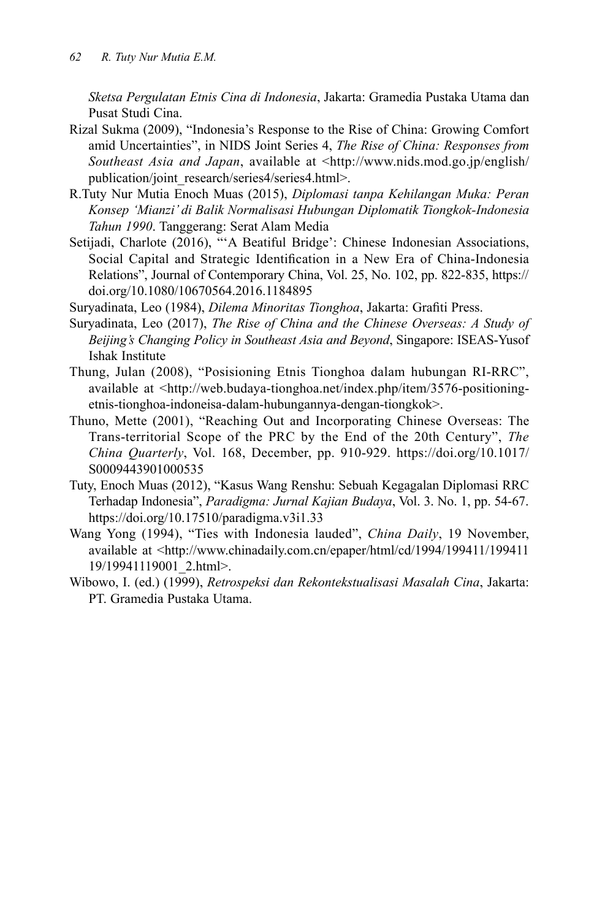*Sketsa Pergulatan Etnis Cina di Indonesia*, Jakarta: Gramedia Pustaka Utama dan Pusat Studi Cina.

Rizal Sukma (2009), "Indonesia's Response to the Rise of China: Growing Comfort amid Uncertainties", in NIDS Joint Series 4, *The Rise of China: Responses from Southeast Asia and Japan*, available at <http://www.nids.mod.go.jp/english/publication/joint_research/series4/series4.html>.

R.Tuty Nur Mutia Enoch Muas (2015), *Diplomasi tanpa Kehilangan Muka: Peran Konsep 'Mianzi' di Balik Normalisasi Hubungan Diplomatik Tiongkok-Indonesia Tahun 1990*. Tanggerang: Serat Alam Media

Setijadi, Charlote (2016), "'A Beatiful Bridge': Chinese Indonesian Associations, Social Capital and Strategic Identification in a New Era of China-Indonesia Relations", Journal of Contemporary China, Vol. 25, No. 102, pp. 822-835, https://doi.org/10.1080/10670564.2016.1184895

Suryadinata, Leo (1984), *Dilema Minoritas Tionghoa*, Jakarta: Grafiti Press.

Suryadinata, Leo (2017), *The Rise of China and the Chinese Overseas: A Study of Beijing's Changing Policy in Southeast Asia and Beyond*, Singapore: ISEAS-Yusof Ishak Institute

Thung, Julan (2008), "Posisioning Etnis Tionghoa dalam hubungan RI-RRC", available at <http://web.budaya-tionghoa.net/index.php/item/3576-positioning-etnis-tionghoa-indoneisa-dalam-hubungannya-dengan-tiongkok>.

Thuno, Mette (2001), "Reaching Out and Incorporating Chinese Overseas: The Trans-territorial Scope of the PRC by the End of the 20th Century", *The China Quarterly*, Vol. 168, December, pp. 910-929. https://doi.org/10.1017/S0009443901000535

Tuty, Enoch Muas (2012), "Kasus Wang Renshu: Sebuah Kegagalan Diplomasi RRC Terhadap Indonesia", *Paradigma: Jurnal Kajian Budaya*, Vol. 3. No. 1, pp. 54-67. https://doi.org/10.17510/paradigma.v3i1.33

Wang Yong (1994), "Ties with Indonesia lauded", *China Daily*, 19 November, available at <http://www.chinadaily.com.cn/epaper/html/cd/1994/199411/19941119/19941119001_2.html>.

Wibowo, I. (ed.) (1999), *Retrospeksi dan Rekontekstualisasi Masalah Cina*, Jakarta: PT. Gramedia Pustaka Utama.